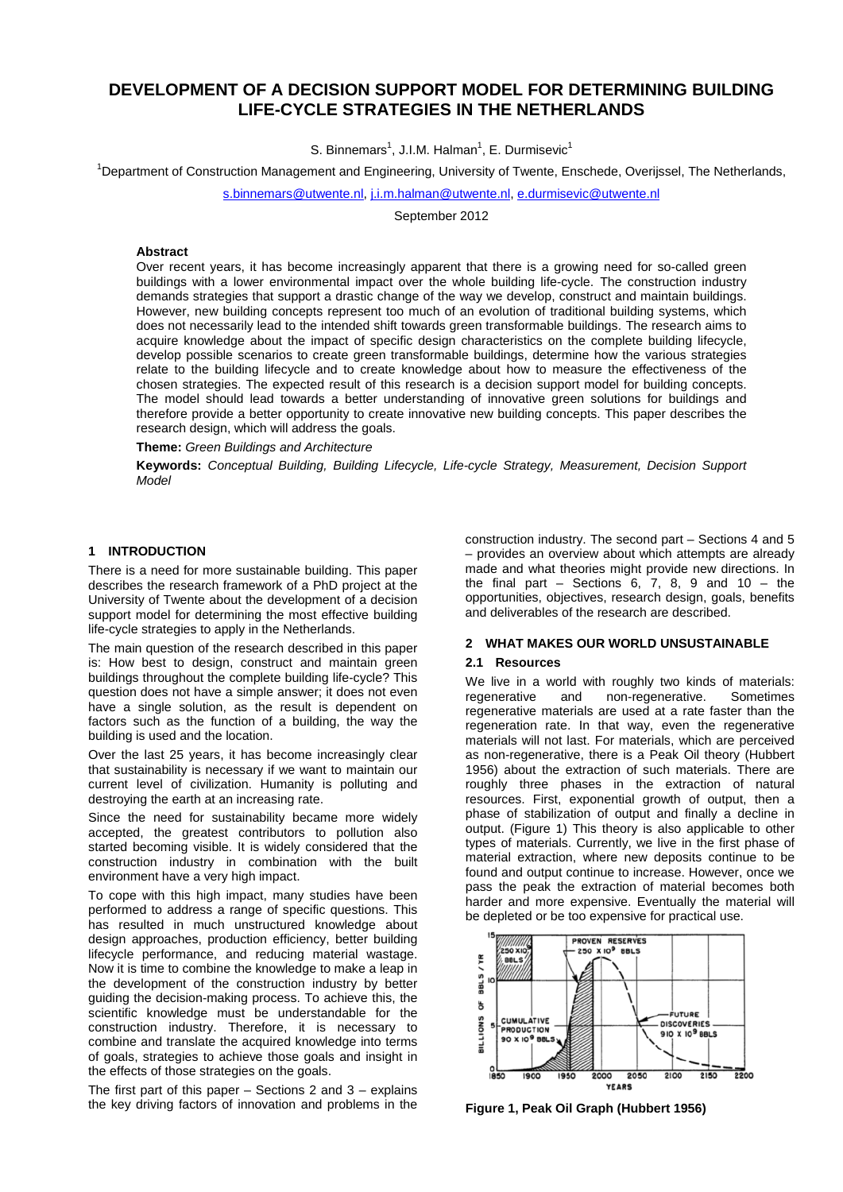# DEVELOPMENT OF A DECISION SUPPORT MODEL FOR DETERMINING BUILDING LIFE-CYCLE STRATEGIES IN THE NETHERLANDS

S. Binnemars[1], J.I.M. Halman[1], E. Durmisevic[1]

[1]Department of Construction Management and Engineering, University of Twente, Enschede, Overijssel, The Netherlands,

s.binnemars@utwente.nl, j.i.m.halman@utwente.nl, e.durmisevic@utwente.nl

September 2012

**Abstract**

Over recent years, it has become increasingly apparent that there is a growing need for so-called green buildings with a lower environmental impact over the whole building life-cycle. The construction industry demands strategies that support a drastic change of the way we develop, construct and maintain buildings. However, new building concepts represent too much of an evolution of traditional building systems, which does not necessarily lead to the intended shift towards green transformable buildings. The research aims to acquire knowledge about the impact of specific design characteristics on the complete building lifecycle, develop possible scenarios to create green transformable buildings, determine how the various strategies relate to the building lifecycle and to create knowledge about how to measure the effectiveness of the chosen strategies. The expected result of this research is a decision support model for building concepts. The model should lead towards a better understanding of innovative green solutions for buildings and therefore provide a better opportunity to create innovative new building concepts. This paper describes the research design, which will address the goals.

**Theme:** *Green Buildings and Architecture*

**Keywords:** *Conceptual Building, Building Lifecycle, Life-cycle Strategy, Measurement, Decision Support Model*

## 1 INTRODUCTION

There is a need for more sustainable building. This paper describes the research framework of a PhD project at the University of Twente about the development of a decision support model for determining the most effective building life-cycle strategies to apply in the Netherlands.

The main question of the research described in this paper is: How best to design, construct and maintain green buildings throughout the complete building life-cycle? This question does not have a simple answer; it does not even have a single solution, as the result is dependent on factors such as the function of a building, the way the building is used and the location.

Over the last 25 years, it has become increasingly clear that sustainability is necessary if we want to maintain our current level of civilization. Humanity is polluting and destroying the earth at an increasing rate.

Since the need for sustainability became more widely accepted, the greatest contributors to pollution also started becoming visible. It is widely considered that the construction industry in combination with the built environment have a very high impact.

To cope with this high impact, many studies have been performed to address a range of specific questions. This has resulted in much unstructured knowledge about design approaches, production efficiency, better building lifecycle performance, and reducing material wastage. Now it is time to combine the knowledge to make a leap in the development of the construction industry by better guiding the decision-making process. To achieve this, the scientific knowledge must be understandable for the construction industry. Therefore, it is necessary to combine and translate the acquired knowledge into terms of goals, strategies to achieve those goals and insight in the effects of those strategies on the goals.

The first part of this paper – Sections 2 and 3 – explains the key driving factors of innovation and problems in the construction industry. The second part – Sections 4 and 5 – provides an overview about which attempts are already made and what theories might provide new directions. In the final part – Sections 6, 7, 8, 9 and 10 – the opportunities, objectives, research design, goals, benefits and deliverables of the research are described.

## 2 WHAT MAKES OUR WORLD UNSUSTAINABLE

### 2.1 Resources

We live in a world with roughly two kinds of materials: regenerative and non-regenerative. Sometimes regenerative materials are used at a rate faster than the regeneration rate. In that way, even the regenerative materials will not last. For materials, which are perceived as non-regenerative, there is a Peak Oil theory (Hubbert 1956) about the extraction of such materials. There are roughly three phases in the extraction of natural resources. First, exponential growth of output, then a phase of stabilization of output and finally a decline in output. (Figure 1) This theory is also applicable to other types of materials. Currently, we live in the first phase of material extraction, where new deposits continue to be found and output continue to increase. However, once we pass the peak the extraction of material becomes both harder and more expensive. Eventually the material will be depleted or be too expensive for practical use.

**Figure 1, Peak Oil Graph (Hubbert 1956)**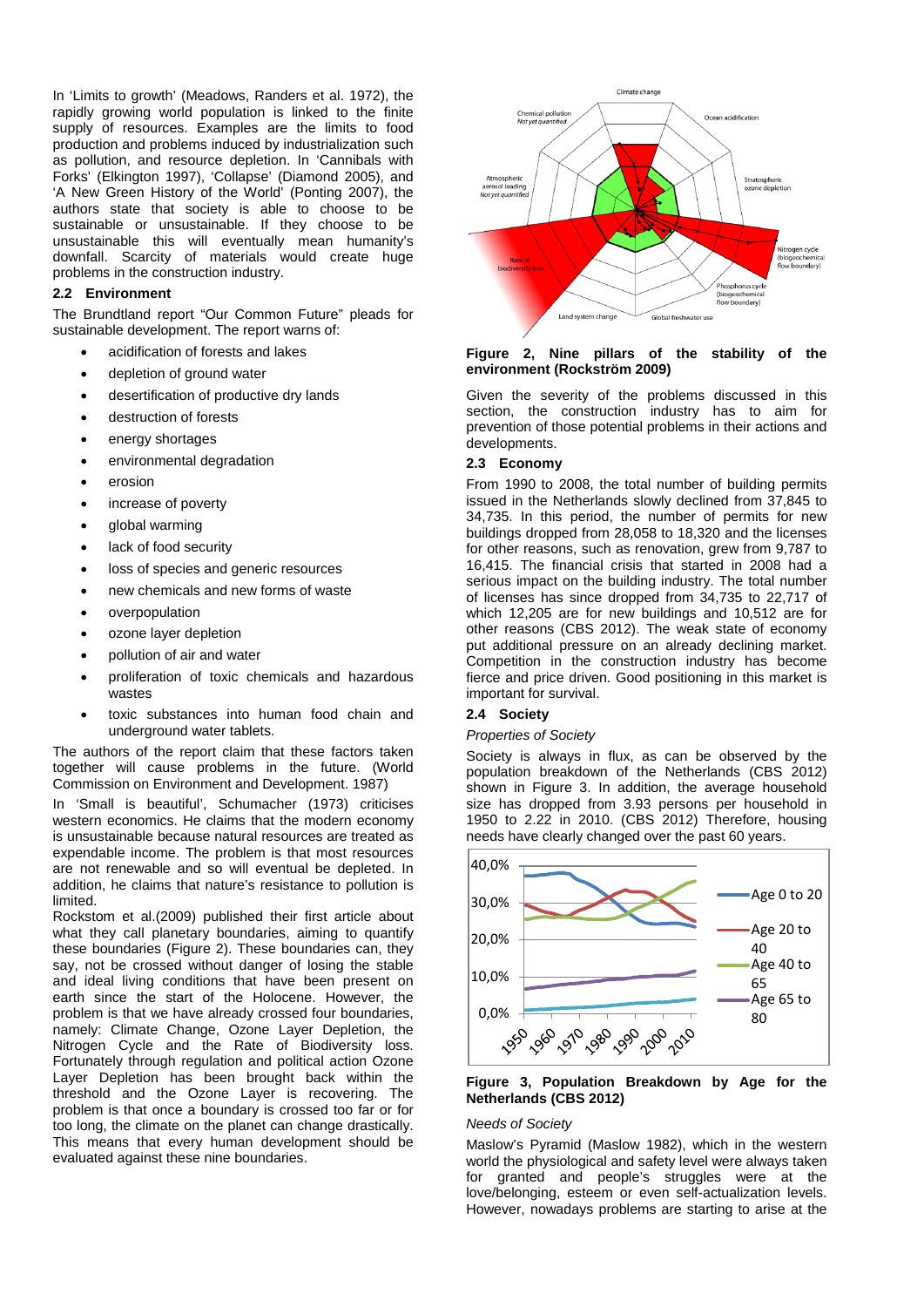In 'Limits to growth' (Meadows, Randers et al. 1972), the rapidly growing world population is linked to the finite supply of resources. Examples are the limits to food production and problems induced by industrialization such as pollution, and resource depletion. In 'Cannibals with Forks' (Elkington 1997), 'Collapse' (Diamond 2005), and 'A New Green History of the World' (Ponting 2007), the authors state that society is able to choose to be sustainable or unsustainable. If they choose to be unsustainable this will eventually mean humanity's downfall. Scarcity of materials would create huge problems in the construction industry.

### 2.2 Environment

The Brundtland report "Our Common Future" pleads for sustainable development. The report warns of:

- acidification of forests and lakes
- depletion of ground water
- desertification of productive dry lands
- destruction of forests
- energy shortages
- environmental degradation
- erosion
- increase of poverty
- global warming
- lack of food security
- loss of species and generic resources
- new chemicals and new forms of waste
- overpopulation
- ozone layer depletion
- pollution of air and water
- proliferation of toxic chemicals and hazardous wastes
- toxic substances into human food chain and underground water tablets.

The authors of the report claim that these factors taken together will cause problems in the future. (World Commission on Environment and Development. 1987)

In 'Small is beautiful', Schumacher (1973) criticises western economics. He claims that the modern economy is unsustainable because natural resources are treated as expendable income. The problem is that most resources are not renewable and so will eventual be depleted. In addition, he claims that nature's resistance to pollution is limited.

Rockstom et al.(2009) published their first article about what they call planetary boundaries, aiming to quantify these boundaries (Figure 2). These boundaries can, they say, not be crossed without danger of losing the stable and ideal living conditions that have been present on earth since the start of the Holocene. However, the problem is that we have already crossed four boundaries, namely: Climate Change, Ozone Layer Depletion, the Nitrogen Cycle and the Rate of Biodiversity loss. Fortunately through regulation and political action Ozone Layer Depletion has been brought back within the threshold and the Ozone Layer is recovering. The problem is that once a boundary is crossed too far or for too long, the climate on the planet can change drastically. This means that every human development should be evaluated against these nine boundaries.

**Figure 2, Nine pillars of the stability of the environment (Rockström 2009)**

Given the severity of the problems discussed in this section, the construction industry has to aim for prevention of those potential problems in their actions and developments.

### 2.3 Economy

From 1990 to 2008, the total number of building permits issued in the Netherlands slowly declined from 37,845 to 34,735. In this period, the number of permits for new buildings dropped from 28,058 to 18,320 and the licenses for other reasons, such as renovation, grew from 9,787 to 16,415. The financial crisis that started in 2008 had a serious impact on the building industry. The total number of licenses has since dropped from 34,735 to 22,717 of which 12,205 are for new buildings and 10,512 are for other reasons (CBS 2012). The weak state of economy put additional pressure on an already declining market. Competition in the construction industry has become fierce and price driven. Good positioning in this market is important for survival.

### 2.4 Society

*Properties of Society*

Society is always in flux, as can be observed by the population breakdown of the Netherlands (CBS 2012) shown in Figure 3. In addition, the average household size has dropped from 3.93 persons per household in 1950 to 2.22 in 2010. (CBS 2012) Therefore, housing needs have clearly changed over the past 60 years.

**Figure 3, Population Breakdown by Age for the Netherlands (CBS 2012)**

*Needs of Society*

Maslow's Pyramid (Maslow 1982), which in the western world the physiological and safety level were always taken for granted and people's struggles were at the love/belonging, esteem or even self-actualization levels. However, nowadays problems are starting to arise at the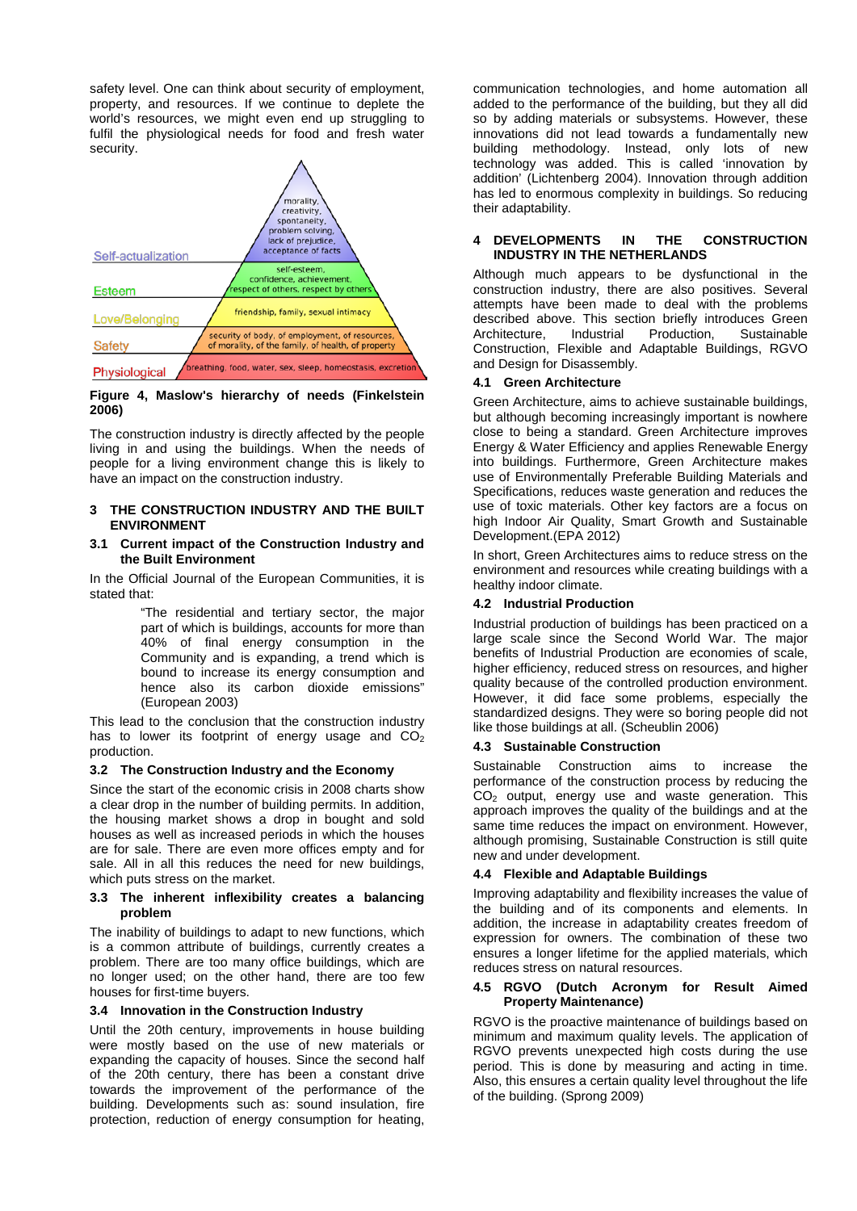safety level. One can think about security of employment, property, and resources. If we continue to deplete the world's resources, we might even end up struggling to fulfil the physiological needs for food and fresh water security.

**Figure 4, Maslow's hierarchy of needs (Finkelstein 2006)**

The construction industry is directly affected by the people living in and using the buildings. When the needs of people for a living environment change this is likely to have an impact on the construction industry.

## 3 THE CONSTRUCTION INDUSTRY AND THE BUILT ENVIRONMENT

### 3.1 Current impact of the Construction Industry and the Built Environment

In the Official Journal of the European Communities, it is stated that:

> "The residential and tertiary sector, the major part of which is buildings, accounts for more than 40% of final energy consumption in the Community and is expanding, a trend which is bound to increase its energy consumption and hence also its carbon dioxide emissions" (European 2003)

This lead to the conclusion that the construction industry has to lower its footprint of energy usage and $CO_2$ production.

### 3.2 The Construction Industry and the Economy

Since the start of the economic crisis in 2008 charts show a clear drop in the number of building permits. In addition, the housing market shows a drop in bought and sold houses as well as increased periods in which the houses are for sale. There are even more offices empty and for sale. All in all this reduces the need for new buildings, which puts stress on the market.

### 3.3 The inherent inflexibility creates a balancing problem

The inability of buildings to adapt to new functions, which is a common attribute of buildings, currently creates a problem. There are too many office buildings, which are no longer used; on the other hand, there are too few houses for first-time buyers.

### 3.4 Innovation in the Construction Industry

Until the 20th century, improvements in house building were mostly based on the use of new materials or expanding the capacity of houses. Since the second half of the 20th century, there has been a constant drive towards the improvement of the performance of the building. Developments such as: sound insulation, fire protection, reduction of energy consumption for heating, communication technologies, and home automation all added to the performance of the building, but they all did so by adding materials or subsystems. However, these innovations did not lead towards a fundamentally new building methodology. Instead, only lots of new technology was added. This is called 'innovation by addition' (Lichtenberg 2004). Innovation through addition has led to enormous complexity in buildings. So reducing their adaptability.

## 4 DEVELOPMENTS IN THE CONSTRUCTION INDUSTRY IN THE NETHERLANDS

Although much appears to be dysfunctional in the construction industry, there are also positives. Several attempts have been made to deal with the problems described above. This section briefly introduces Green Architecture, Industrial Production, Sustainable Construction, Flexible and Adaptable Buildings, RGVO and Design for Disassembly.

### 4.1 Green Architecture

Green Architecture, aims to achieve sustainable buildings, but although becoming increasingly important is nowhere close to being a standard. Green Architecture improves Energy & Water Efficiency and applies Renewable Energy into buildings. Furthermore, Green Architecture makes use of Environmentally Preferable Building Materials and Specifications, reduces waste generation and reduces the use of toxic materials. Other key factors are a focus on high Indoor Air Quality, Smart Growth and Sustainable Development.(EPA 2012)

In short, Green Architectures aims to reduce stress on the environment and resources while creating buildings with a healthy indoor climate.

### 4.2 Industrial Production

Industrial production of buildings has been practiced on a large scale since the Second World War. The major benefits of Industrial Production are economies of scale, higher efficiency, reduced stress on resources, and higher quality because of the controlled production environment. However, it did face some problems, especially the standardized designs. They were so boring people did not like those buildings at all. (Scheublin 2006)

### 4.3 Sustainable Construction

Sustainable Construction aims to increase the performance of the construction process by reducing the $CO_2$ output, energy use and waste generation. This approach improves the quality of the buildings and at the same time reduces the impact on environment. However, although promising, Sustainable Construction is still quite new and under development.

### 4.4 Flexible and Adaptable Buildings

Improving adaptability and flexibility increases the value of the building and of its components and elements. In addition, the increase in adaptability creates freedom of expression for owners. The combination of these two ensures a longer lifetime for the applied materials, which reduces stress on natural resources.

### 4.5 RGVO (Dutch Acronym for Result Aimed Property Maintenance)

RGVO is the proactive maintenance of buildings based on minimum and maximum quality levels. The application of RGVO prevents unexpected high costs during the use period. This is done by measuring and acting in time. Also, this ensures a certain quality level throughout the life of the building. (Sprong 2009)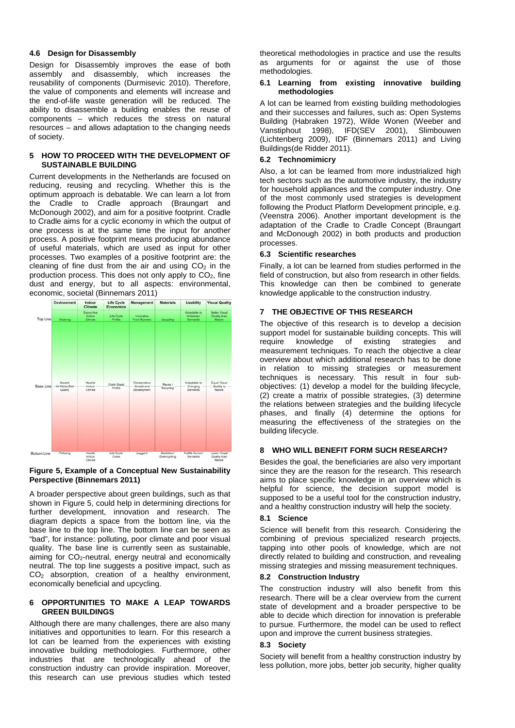### 4.6 Design for Disassembly

Design for Disassembly improves the ease of both assembly and disassembly, which increases the reusability of components (Durmisevic 2010). Therefore, the value of components and elements will increase and the end-of-life waste generation will be reduced. The ability to disassemble a building enables the reuse of components – which reduces the stress on natural resources – and allows adaptation to the changing needs of society.

## 5 HOW TO PROCEED WITH THE DEVELOPMENT OF SUSTAINABLE BUILDING

Current developments in the Netherlands are focused on reducing, reusing and recycling. Whether this is the optimum approach is debatable. We can learn a lot from the Cradle to Cradle approach (Braungart and McDonough 2002), and aim for a positive footprint. Cradle to Cradle aims for a cyclic economy in which the output of one process is at the same time the input for another process. A positive footprint means producing abundance of useful materials, which are used as input for other processes. Two examples of a positive footprint are: the cleaning of fine dust from the air and using $CO_2$ in the production process. This does not only apply to $CO_2$, fine dust and energy, but to all aspects: environmental, economic, societal (Binnemars 2011)

| | Environment | Indoor Climate | Life Cycle Economics | Management | Materials | Usability | Visual Quality |
|---|---|---|---|---|---|---|---|
| Top Line | Cleaning | Supportive Indoor Climate | Life Cycle Profits | Innovative Front Runners | Upcycling | Adaptable to Unforseen Demands | Better Visual Quality than Nature |
| Base Line | Neutral Air/Water/Soil Quality | Neutral Indoor Climate | Costs Equal Profits | Conservative Growth and Development | Reuse / Recycling | Adaptable to Changing Demands | Equal Visual Quality to Nature |
| Bottom Line | Polluting | Hostile Indoor Climate | Life Cycle Costs | Laggard | Depletion / Downcycling | Fulfills Current Demands | Lower Visual Quality than Nature |

**Figure 5, Example of a Conceptual New Sustainability Perspective (Binnemars 2011)**

A broader perspective about green buildings, such as that shown in Figure 5, could help in determining directions for further development, innovation and research. The diagram depicts a space from the bottom line, via the base line to the top line. The bottom line can be seen as "bad", for instance: polluting, poor climate and poor visual quality. The base line is currently seen as sustainable, aiming for $CO_2$-neutral, energy neutral and economically neutral. The top line suggests a positive impact, such as $CO_2$ absorption, creation of a healthy environment, economically beneficial and upcycling.

## 6 OPPORTUNITIES TO MAKE A LEAP TOWARDS GREEN BUILDINGS

Although there are many challenges, there are also many initiatives and opportunities to learn. For this research a lot can be learned from the experiences with existing innovative building methodologies. Furthermore, other industries that are technologically ahead of the construction industry can provide inspiration. Moreover, this research can use previous studies which tested theoretical methodologies in practice and use the results as arguments for or against the use of those methodologies.

### 6.1 Learning from existing innovative building methodologies

A lot can be learned from existing building methodologies and their successes and failures, such as: Open Systems Building (Habraken 1972), Wilde Wonen (Weeber and Vanstiphout 1998), IFD(SEV 2001), Slimbouwen (Lichtenberg 2009), IDF (Binnemars 2011) and Living Buildings(de Ridder 2011).

### 6.2 Technomimicry

Also, a lot can be learned from more industrialized high tech sectors such as the automotive industry, the industry for household appliances and the computer industry. One of the most commonly used strategies is development following the Product Platform Development principle, e.g. (Veenstra 2006). Another important development is the adaptation of the Cradle to Cradle Concept (Braungart and McDonough 2002) in both products and production processes.

### 6.3 Scientific researches

Finally, a lot can be learned from studies performed in the field of construction, but also from research in other fields. This knowledge can then be combined to generate knowledge applicable to the construction industry.

## 7 THE OBJECTIVE OF THIS RESEARCH

The objective of this research is to develop a decision support model for sustainable building concepts. This will require knowledge of existing strategies and measurement techniques. To reach the objective a clear overview about which additional research has to be done in relation to missing strategies or measurement techniques is necessary. This result in four sub-objectives: (1) develop a model for the building lifecycle, (2) create a matrix of possible strategies, (3) determine the relations between strategies and the building lifecycle phases, and finally (4) determine the options for measuring the effectiveness of the strategies on the building lifecycle.

## 8 WHO WILL BENEFIT FORM SUCH RESEARCH?

Besides the goal, the beneficiaries are also very important since they are the reason for the research. This research aims to place specific knowledge in an overview which is helpful for science, the decision support model is supposed to be a useful tool for the construction industry, and a healthy construction industry will help the society.

### 8.1 Science

Science will benefit from this research. Considering the combining of previous specialized research projects, tapping into other pools of knowledge, which are not directly related to building and construction, and revealing missing strategies and missing measurement techniques.

### 8.2 Construction Industry

The construction industry will also benefit from this research. There will be a clear overview from the current state of development and a broader perspective to be able to decide which direction for innovation is preferable to pursue. Furthermore, the model can be used to reflect upon and improve the current business strategies.

### 8.3 Society

Society will benefit from a healthy construction industry by less pollution, more jobs, better job security, higher quality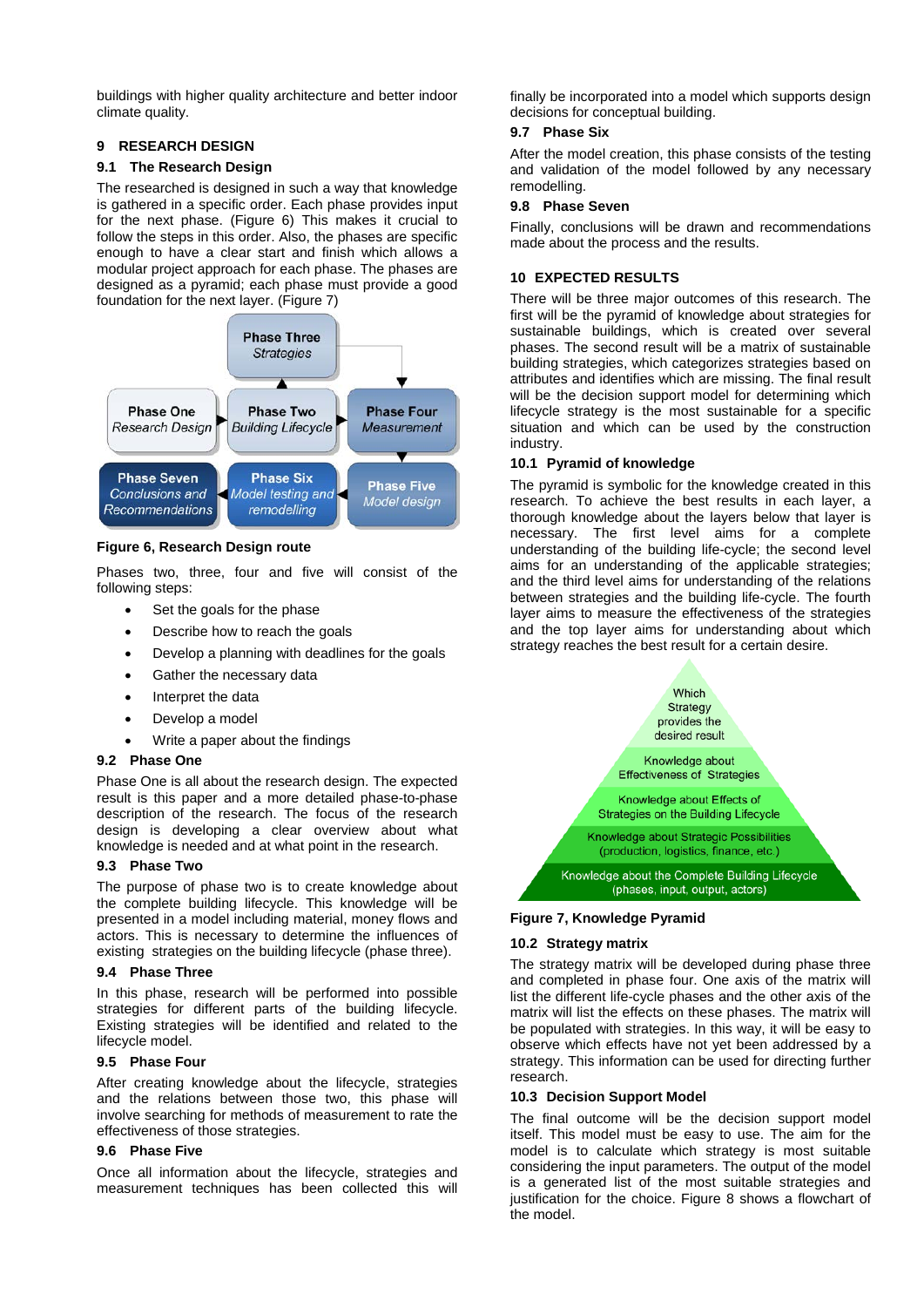buildings with higher quality architecture and better indoor climate quality.

## 9 RESEARCH DESIGN

### 9.1 The Research Design

The researched is designed in such a way that knowledge is gathered in a specific order. Each phase provides input for the next phase. (Figure 6) This makes it crucial to follow the steps in this order. Also, the phases are specific enough to have a clear start and finish which allows a modular project approach for each phase. The phases are designed as a pyramid; each phase must provide a good foundation for the next layer. (Figure 7)

**Figure 6, Research Design route**

Phases two, three, four and five will consist of the following steps:

- Set the goals for the phase
- Describe how to reach the goals
- Develop a planning with deadlines for the goals
- Gather the necessary data
- Interpret the data
- Develop a model
- Write a paper about the findings

### 9.2 Phase One

Phase One is all about the research design. The expected result is this paper and a more detailed phase-to-phase description of the research. The focus of the research design is developing a clear overview about what knowledge is needed and at what point in the research.

### 9.3 Phase Two

The purpose of phase two is to create knowledge about the complete building lifecycle. This knowledge will be presented in a model including material, money flows and actors. This is necessary to determine the influences of existing strategies on the building lifecycle (phase three).

### 9.4 Phase Three

In this phase, research will be performed into possible strategies for different parts of the building lifecycle. Existing strategies will be identified and related to the lifecycle model.

### 9.5 Phase Four

After creating knowledge about the lifecycle, strategies and the relations between those two, this phase will involve searching for methods of measurement to rate the effectiveness of those strategies.

### 9.6 Phase Five

Once all information about the lifecycle, strategies and measurement techniques has been collected this will finally be incorporated into a model which supports design decisions for conceptual building.

### 9.7 Phase Six

After the model creation, this phase consists of the testing and validation of the model followed by any necessary remodelling.

### 9.8 Phase Seven

Finally, conclusions will be drawn and recommendations made about the process and the results.

## 10 EXPECTED RESULTS

There will be three major outcomes of this research. The first will be the pyramid of knowledge about strategies for sustainable buildings, which is created over several phases. The second result will be a matrix of sustainable building strategies, which categorizes strategies based on attributes and identifies which are missing. The final result will be the decision support model for determining which lifecycle strategy is the most sustainable for a specific situation and which can be used by the construction industry.

### 10.1 Pyramid of knowledge

The pyramid is symbolic for the knowledge created in this research. To achieve the best results in each layer, a thorough knowledge about the layers below that layer is necessary. The first level aims for a complete understanding of the building life-cycle; the second level aims for an understanding of the applicable strategies; and the third level aims for understanding of the relations between strategies and the building life-cycle. The fourth layer aims to measure the effectiveness of the strategies and the top layer aims for understanding about which strategy reaches the best result for a certain desire.

**Figure 7, Knowledge Pyramid**

### 10.2 Strategy matrix

The strategy matrix will be developed during phase three and completed in phase four. One axis of the matrix will list the different life-cycle phases and the other axis of the matrix will list the effects on these phases. The matrix will be populated with strategies. In this way, it will be easy to observe which effects have not yet been addressed by a strategy. This information can be used for directing further research.

### 10.3 Decision Support Model

The final outcome will be the decision support model itself. This model must be easy to use. The aim for the model is to calculate which strategy is most suitable considering the input parameters. The output of the model is a generated list of the most suitable strategies and justification for the choice. Figure 8 shows a flowchart of the model.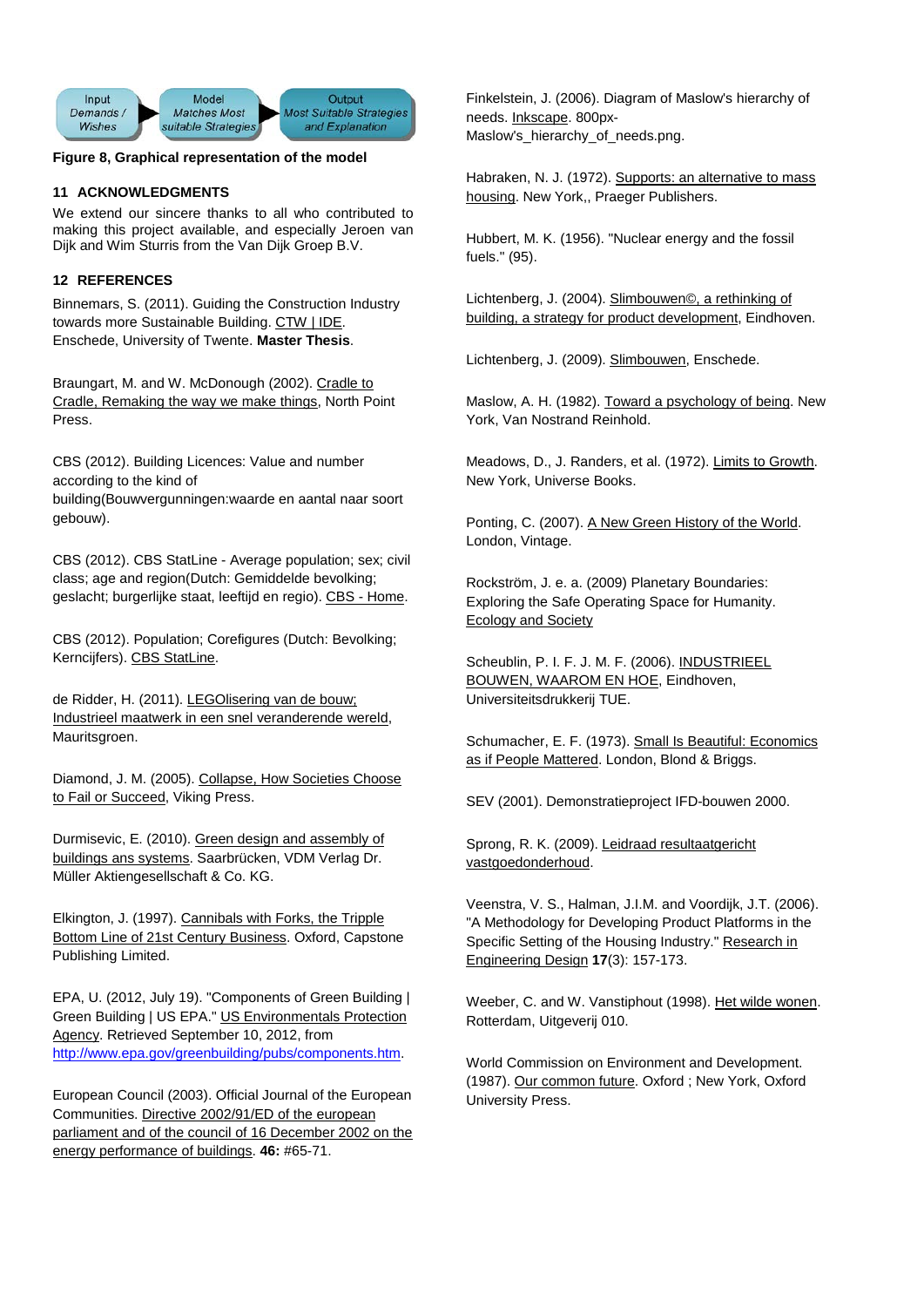Input Demands / Wishes

Model Matches Most suitable Strategies

Output Most Suitable Strategies and Explanation

**Figure 8, Graphical representation of the model**

## 11 ACKNOWLEDGMENTS

We extend our sincere thanks to all who contributed to making this project available, and especially Jeroen van Dijk and Wim Sturris from the Van Dijk Groep B.V.

## 12 REFERENCES

Binnemars, S. (2011). Guiding the Construction Industry towards more Sustainable Building. CTW | IDE. Enschede, University of Twente. **Master Thesis**.

Braungart, M. and W. McDonough (2002). Cradle to Cradle, Remaking the way we make things, North Point Press.

CBS (2012). Building Licences: Value and number according to the kind of building(Bouwvergunningen:waarde en aantal naar soort gebouw).

CBS (2012). CBS StatLine - Average population; sex; civil class; age and region(Dutch: Gemiddelde bevolking; geslacht; burgerlijke staat, leeftijd en regio). CBS - Home.

CBS (2012). Population; Corefigures (Dutch: Bevolking; Kerncijfers). CBS StatLine.

de Ridder, H. (2011). LEGOlisering van de bouw; Industrieel maatwerk in een snel veranderende wereld, Mauritsgroen.

Diamond, J. M. (2005). Collapse, How Societies Choose to Fail or Succeed, Viking Press.

Durmisevic, E. (2010). Green design and assembly of buildings ans systems. Saarbrücken, VDM Verlag Dr. Müller Aktiengesellschaft & Co. KG.

Elkington, J. (1997). Cannibals with Forks, the Tripple Bottom Line of 21st Century Business. Oxford, Capstone Publishing Limited.

EPA, U. (2012, July 19). "Components of Green Building | Green Building | US EPA." US Environmentals Protection Agency. Retrieved September 10, 2012, from http://www.epa.gov/greenbuilding/pubs/components.htm.

European Council (2003). Official Journal of the European Communities. Directive 2002/91/ED of the european parliament and of the council of 16 December 2002 on the energy performance of buildings. **46:** #65-71.

Finkelstein, J. (2006). Diagram of Maslow's hierarchy of needs. Inkscape. 800px-Maslow's_hierarchy_of_needs.png.

Habraken, N. J. (1972). Supports: an alternative to mass housing. New York,, Praeger Publishers.

Hubbert, M. K. (1956). "Nuclear energy and the fossil fuels." (95).

Lichtenberg, J. (2004). Slimbouwen©, a rethinking of building, a strategy for product development, Eindhoven.

Lichtenberg, J. (2009). Slimbouwen, Enschede.

Maslow, A. H. (1982). Toward a psychology of being. New York, Van Nostrand Reinhold.

Meadows, D., J. Randers, et al. (1972). Limits to Growth. New York, Universe Books.

Ponting, C. (2007). A New Green History of the World. London, Vintage.

Rockström, J. e. a. (2009) Planetary Boundaries: Exploring the Safe Operating Space for Humanity. Ecology and Society

Scheublin, P. I. F. J. M. F. (2006). INDUSTRIEEL BOUWEN, WAAROM EN HOE, Eindhoven, Universiteitsdrukkerij TUE.

Schumacher, E. F. (1973). Small Is Beautiful: Economics as if People Mattered. London, Blond & Briggs.

SEV (2001). Demonstratieproject IFD-bouwen 2000.

Sprong, R. K. (2009). Leidraad resultaatgericht vastgoedonderhoud.

Veenstra, V. S., Halman, J.I.M. and Voordijk, J.T. (2006). "A Methodology for Developing Product Platforms in the Specific Setting of the Housing Industry." Research in Engineering Design **17**(3): 157-173.

Weeber, C. and W. Vanstiphout (1998). Het wilde wonen. Rotterdam, Uitgeverij 010.

World Commission on Environment and Development. (1987). Our common future. Oxford ; New York, Oxford University Press.